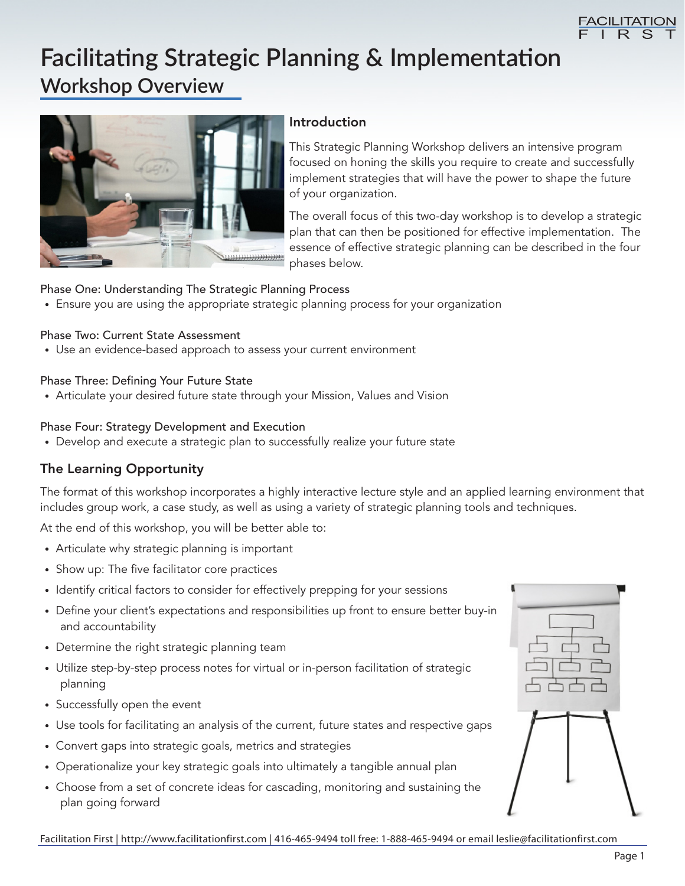# Facilitating Strategic Planning & Implementation

## Workshop Overview

### Introduction

This Strategic Planning Workshop delivers an intensive program focused on honing the skills you require to create and successfully implement strategies that will have the power to shape the future of your organization.

The overall focus of this two-day workshop is to develop a strategic plan that can then be positioned for effective implementation. The essence of effective strategic planning can be described in the four phases below.

Phase One: Understanding The Strategic Planning Process

- Ensure you are using the appropriate strategic planning process for your organization

Phase Two: Current State Assessment

- Use an evidence-based approach to assess your current environment

Phase Three: Defining Your Future State

- Articulate your desired future state through your Mission, Values and Vision

Phase Four: Strategy Development and Execution

- Develop and execute a strategic plan to successfully realize your future state

### The Learning Opportunity

The format of this workshop incorporates a highly interactive lecture style and an applied learning environment that includes group work, a case study, as well as using a variety of strategic planning tools and techniques.

At the end of this workshop, you will be better able to:

- Articulate why strategic planning is important
- Show up: The five facilitator core practices
- Identify critical factors to consider for effectively prepping for your sessions
- Define your client's expectations and responsibilities up front to ensure better buy-in and accountability
- Determine the right strategic planning team
- Utilize step-by-step process notes for virtual or in-person facilitation of strategic planning
- Successfully open the event
- Use tools for facilitating an analysis of the current, future states and respective gaps
- Convert gaps into strategic goals, metrics and strategies
- Operationalize your key strategic goals into ultimately a tangible annual plan
- Choose from a set of concrete ideas for cascading, monitoring and sustaining the plan going forward

Facilitation First | http://www.facilitationfirst.com | 416-465-9494 toll free: 1-888-465-9494 or email leslie@facilitationfirst.com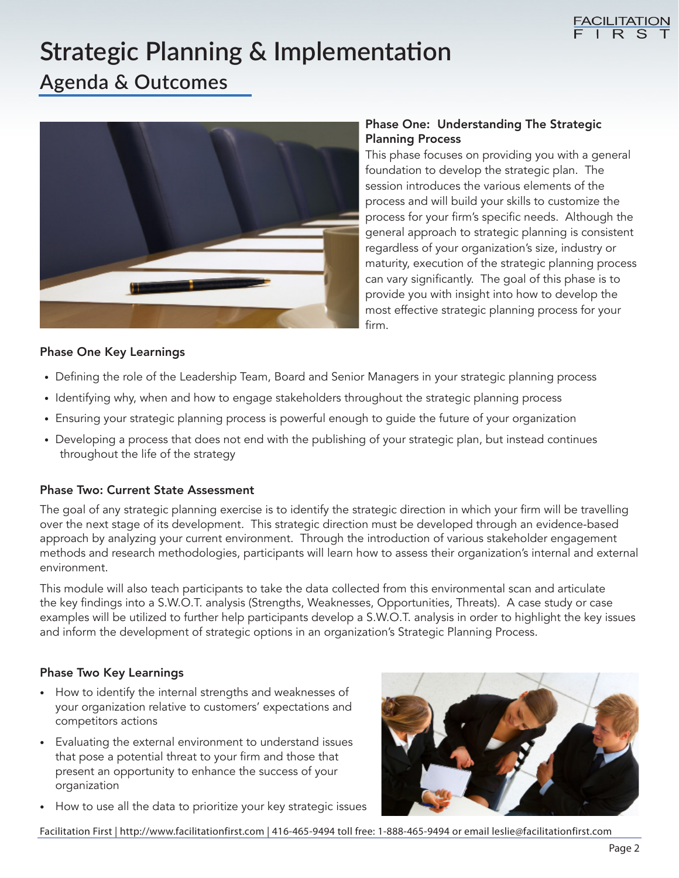# Strategic Planning & Implementation

## Agenda & Outcomes

### Phase One: Understanding The Strategic Planning Process

This phase focuses on providing you with a general foundation to develop the strategic plan. The session introduces the various elements of the process and will build your skills to customize the process for your firm's specific needs. Although the general approach to strategic planning is consistent regardless of your organization's size, industry or maturity, execution of the strategic planning process can vary significantly. The goal of this phase is to provide you with insight into how to develop the most effective strategic planning process for your firm.

### Phase One Key Learnings

- Defining the role of the Leadership Team, Board and Senior Managers in your strategic planning process
- Identifying why, when and how to engage stakeholders throughout the strategic planning process
- Ensuring your strategic planning process is powerful enough to guide the future of your organization
- Developing a process that does not end with the publishing of your strategic plan, but instead continues throughout the life of the strategy

### Phase Two: Current State Assessment

The goal of any strategic planning exercise is to identify the strategic direction in which your firm will be travelling over the next stage of its development. This strategic direction must be developed through an evidence-based approach by analyzing your current environment. Through the introduction of various stakeholder engagement methods and research methodologies, participants will learn how to assess their organization's internal and external environment.

This module will also teach participants to take the data collected from this environmental scan and articulate the key findings into a S.W.O.T. analysis (Strengths, Weaknesses, Opportunities, Threats). A case study or case examples will be utilized to further help participants develop a S.W.O.T. analysis in order to highlight the key issues and inform the development of strategic options in an organization's Strategic Planning Process.

### Phase Two Key Learnings

- How to identify the internal strengths and weaknesses of your organization relative to customers' expectations and competitors actions
- Evaluating the external environment to understand issues that pose a potential threat to your firm and those that present an opportunity to enhance the success of your organization
- How to use all the data to prioritize your key strategic issues

Facilitation First | http://www.facilitationfirst.com | 416-465-9494 toll free: 1-888-465-9494 or email leslie@facilitationfirst.com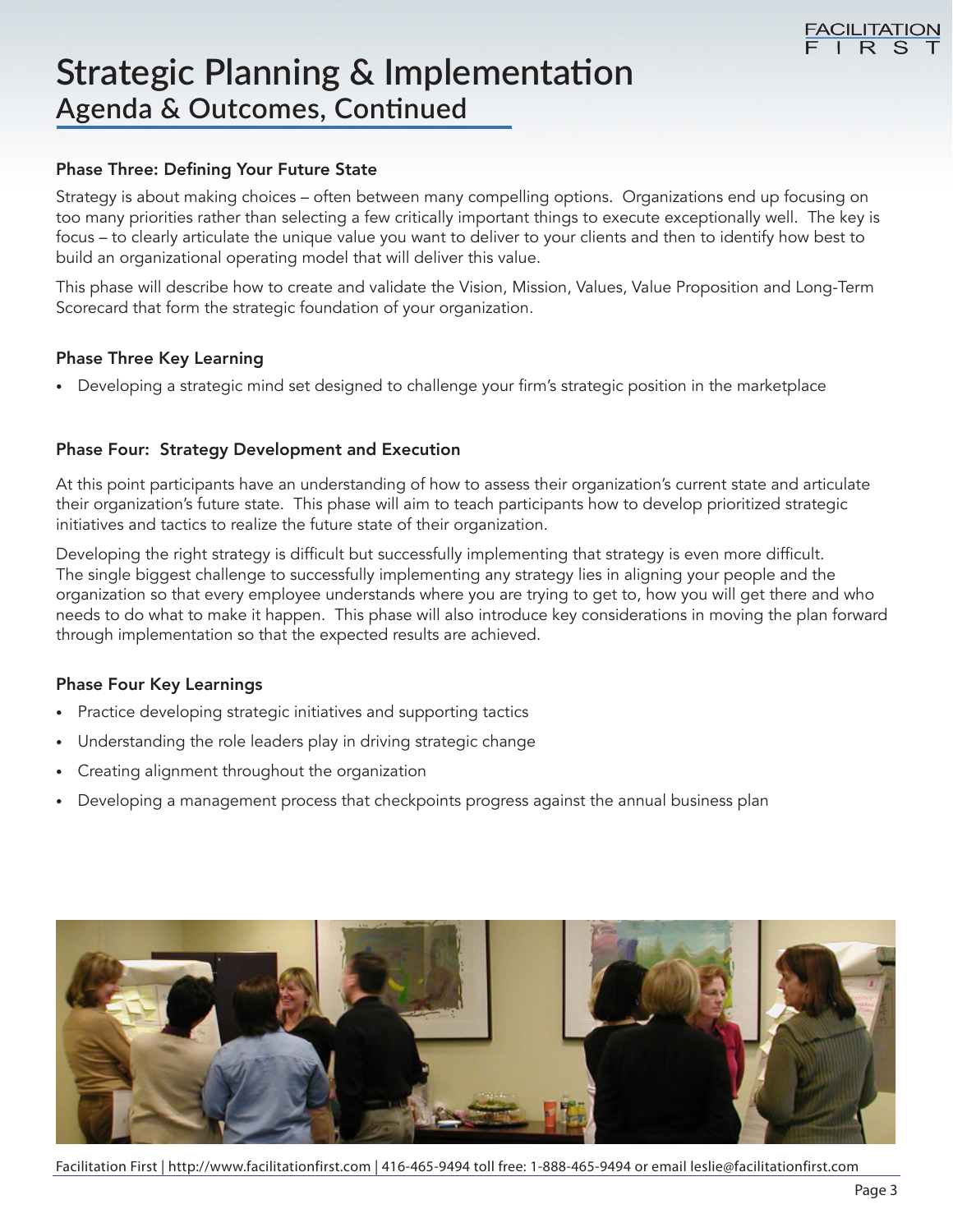# Strategic Planning & Implementation

## Agenda & Outcomes, Continued

### Phase Three: Defining Your Future State

Strategy is about making choices – often between many compelling options. Organizations end up focusing on too many priorities rather than selecting a few critically important things to execute exceptionally well. The key is focus – to clearly articulate the unique value you want to deliver to your clients and then to identify how best to build an organizational operating model that will deliver this value.

This phase will describe how to create and validate the Vision, Mission, Values, Value Proposition and Long-Term Scorecard that form the strategic foundation of your organization.

### Phase Three Key Learning

- Developing a strategic mind set designed to challenge your firm's strategic position in the marketplace

### Phase Four: Strategy Development and Execution

At this point participants have an understanding of how to assess their organization's current state and articulate their organization's future state. This phase will aim to teach participants how to develop prioritized strategic initiatives and tactics to realize the future state of their organization.

Developing the right strategy is difficult but successfully implementing that strategy is even more difficult. The single biggest challenge to successfully implementing any strategy lies in aligning your people and the organization so that every employee understands where you are trying to get to, how you will get there and who needs to do what to make it happen. This phase will also introduce key considerations in moving the plan forward through implementation so that the expected results are achieved.

### Phase Four Key Learnings

- Practice developing strategic initiatives and supporting tactics
- Understanding the role leaders play in driving strategic change
- Creating alignment throughout the organization
- Developing a management process that checkpoints progress against the annual business plan

Facilitation First | http://www.facilitationfirst.com | 416-465-9494 toll free: 1-888-465-9494 or email leslie@facilitationfirst.com